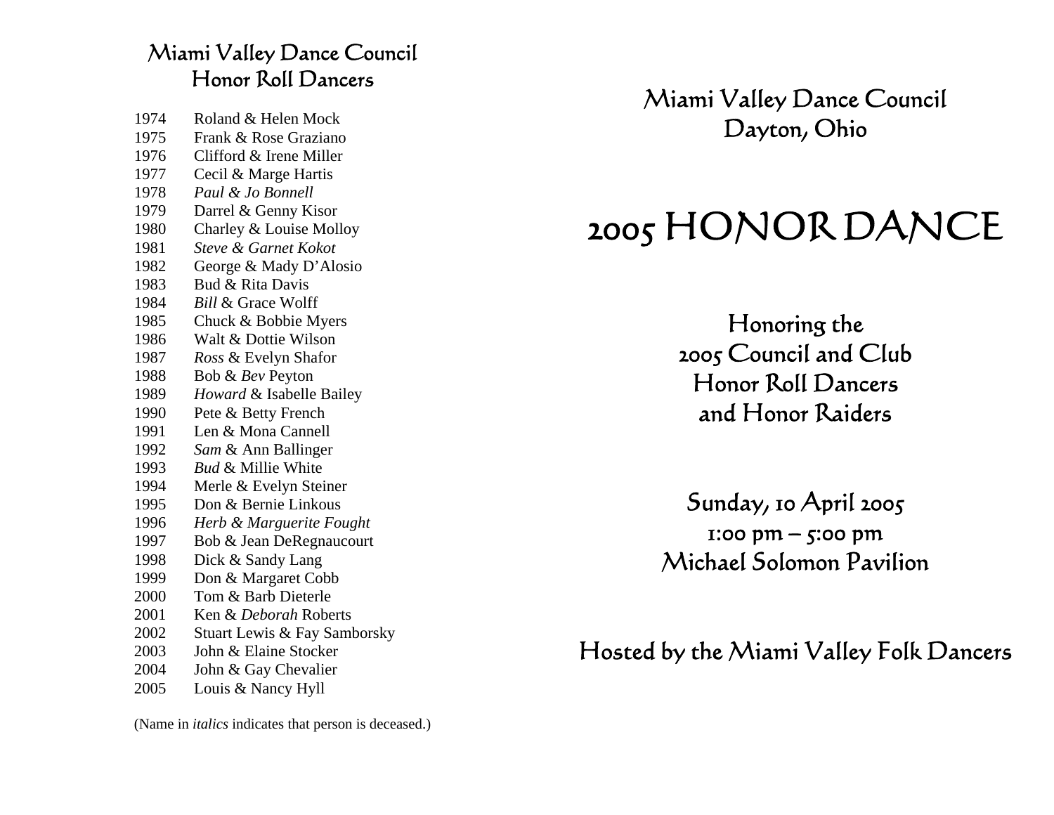## Miami Valley Dance Council Honor Roll Dancers

| | |
|---|---|
| 1974 | Roland & Helen Mock |
| 1975 | Frank & Rose Graziano |
| 1976 | Clifford & Irene Miller |
| 1977 | Cecil & Marge Hartis |
| 1978 | *Paul & Jo Bonnell* |
| 1979 | Darrel & Genny Kisor |
| 1980 | Charley & Louise Molloy |
| 1981 | *Steve & Garnet Kokot* |
| 1982 | George & Mady D'Alosio |
| 1983 | Bud & Rita Davis |
| 1984 | *Bill* & Grace Wolff |
| 1985 | Chuck & Bobbie Myers |
| 1986 | Walt & Dottie Wilson |
| 1987 | *Ross* & Evelyn Shafor |
| 1988 | Bob & *Bev* Peyton |
| 1989 | *Howard* & Isabelle Bailey |
| 1990 | Pete & Betty French |
| 1991 | Len & Mona Cannell |
| 1992 | *Sam* & Ann Ballinger |
| 1993 | *Bud* & Millie White |
| 1994 | Merle & Evelyn Steiner |
| 1995 | Don & Bernie Linkous |
| 1996 | *Herb & Marguerite Fought* |
| 1997 | Bob & Jean DeRegnaucourt |
| 1998 | Dick & Sandy Lang |
| 1999 | Don & Margaret Cobb |
| 2000 | Tom & Barb Dieterle |
| 2001 | Ken & *Deborah* Roberts |
| 2002 | Stuart Lewis & Fay Samborsky |
| 2003 | John & Elaine Stocker |
| 2004 | John & Gay Chevalier |
| 2005 | Louis & Nancy Hyll |

(Name in *italics* indicates that person is deceased.)

## Miami Valley Dance Council
## Dayton, Ohio

# 2005 HONOR DANCE

Honoring the
2005 Council and Club
Honor Roll Dancers
and Honor Raiders

Sunday, 10 April 2005
1:00 pm – 5:00 pm
Michael Solomon Pavilion

Hosted by the Miami Valley Folk Dancers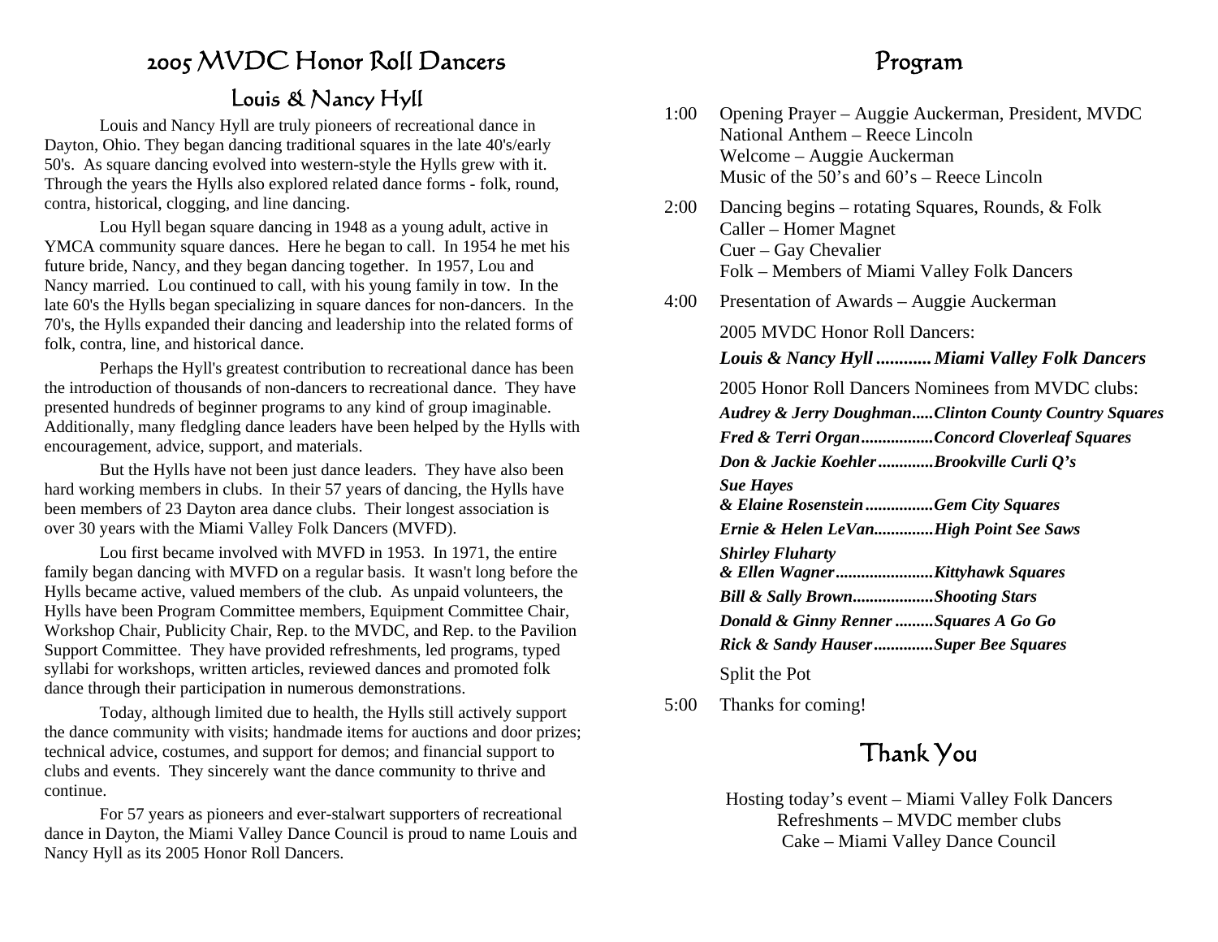# 2005 MVDC Honor Roll Dancers

## Louis & Nancy Hyll

Louis and Nancy Hyll are truly pioneers of recreational dance in Dayton, Ohio. They began dancing traditional squares in the late 40's/early 50's. As square dancing evolved into western-style the Hylls grew with it. Through the years the Hylls also explored related dance forms - folk, round, contra, historical, clogging, and line dancing.

Lou Hyll began square dancing in 1948 as a young adult, active in YMCA community square dances. Here he began to call. In 1954 he met his future bride, Nancy, and they began dancing together. In 1957, Lou and Nancy married. Lou continued to call, with his young family in tow. In the late 60's the Hylls began specializing in square dances for non-dancers. In the 70's, the Hylls expanded their dancing and leadership into the related forms of folk, contra, line, and historical dance.

Perhaps the Hyll's greatest contribution to recreational dance has been the introduction of thousands of non-dancers to recreational dance. They have presented hundreds of beginner programs to any kind of group imaginable. Additionally, many fledgling dance leaders have been helped by the Hylls with encouragement, advice, support, and materials.

But the Hylls have not been just dance leaders. They have also been hard working members in clubs. In their 57 years of dancing, the Hylls have been members of 23 Dayton area dance clubs. Their longest association is over 30 years with the Miami Valley Folk Dancers (MVFD).

Lou first became involved with MVFD in 1953. In 1971, the entire family began dancing with MVFD on a regular basis. It wasn't long before the Hylls became active, valued members of the club. As unpaid volunteers, the Hylls have been Program Committee members, Equipment Committee Chair, Workshop Chair, Publicity Chair, Rep. to the MVDC, and Rep. to the Pavilion Support Committee. They have provided refreshments, led programs, typed syllabi for workshops, written articles, reviewed dances and promoted folk dance through their participation in numerous demonstrations.

Today, although limited due to health, the Hylls still actively support the dance community with visits; handmade items for auctions and door prizes; technical advice, costumes, and support for demos; and financial support to clubs and events. They sincerely want the dance community to thrive and continue.

For 57 years as pioneers and ever-stalwart supporters of recreational dance in Dayton, the Miami Valley Dance Council is proud to name Louis and Nancy Hyll as its 2005 Honor Roll Dancers.

# Program

1:00 Opening Prayer – Auggie Auckerman, President, MVDC
National Anthem – Reece Lincoln
Welcome – Auggie Auckerman
Music of the 50's and 60's – Reece Lincoln

2:00 Dancing begins – rotating Squares, Rounds, & Folk
Caller – Homer Magnet
Cuer – Gay Chevalier
Folk – Members of Miami Valley Folk Dancers

4:00 Presentation of Awards – Auggie Auckerman

2005 MVDC Honor Roll Dancers:

***Louis & Nancy Hyll ............ Miami Valley Folk Dancers***

2005 Honor Roll Dancers Nominees from MVDC clubs:

***Audrey & Jerry Doughman.....Clinton County Country Squares***
***Fred & Terri Organ.................Concord Cloverleaf Squares***
***Don & Jackie Koehler.............Brookville Curli Q's***
***Sue Hayes & Elaine Rosenstein................Gem City Squares***
***Ernie & Helen LeVan..............High Point See Saws***
***Shirley Fluharty & Ellen Wagner.......................Kittyhawk Squares***
***Bill & Sally Brown...................Shooting Stars***
***Donald & Ginny Renner .........Squares A Go Go***
***Rick & Sandy Hauser..............Super Bee Squares***

Split the Pot

5:00 Thanks for coming!

# Thank You

Hosting today's event – Miami Valley Folk Dancers
Refreshments – MVDC member clubs
Cake – Miami Valley Dance Council